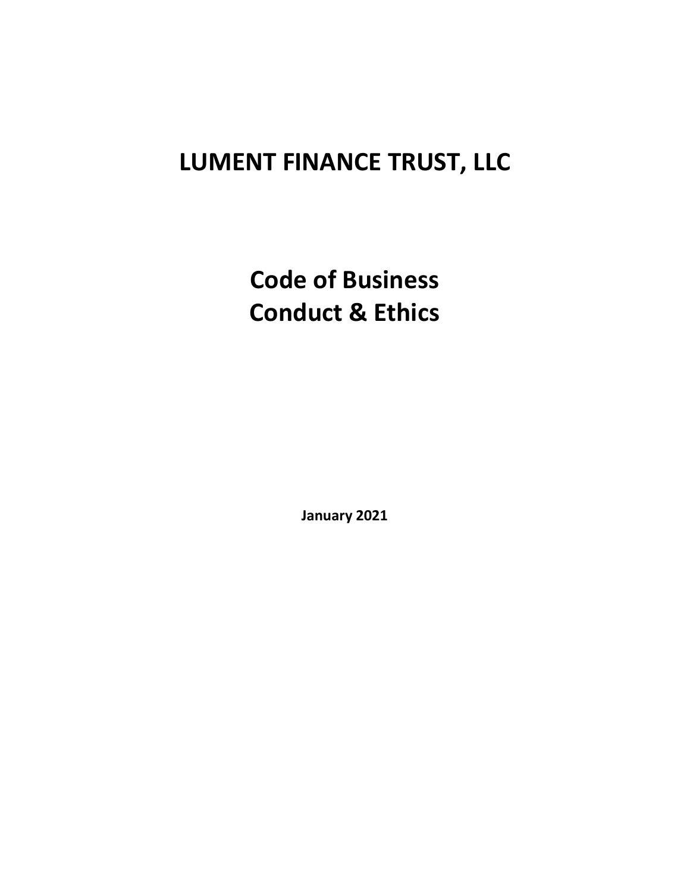# LUMENT FINANCE TRUST, LLC

# Code of Business Conduct & Ethics

**January 2021**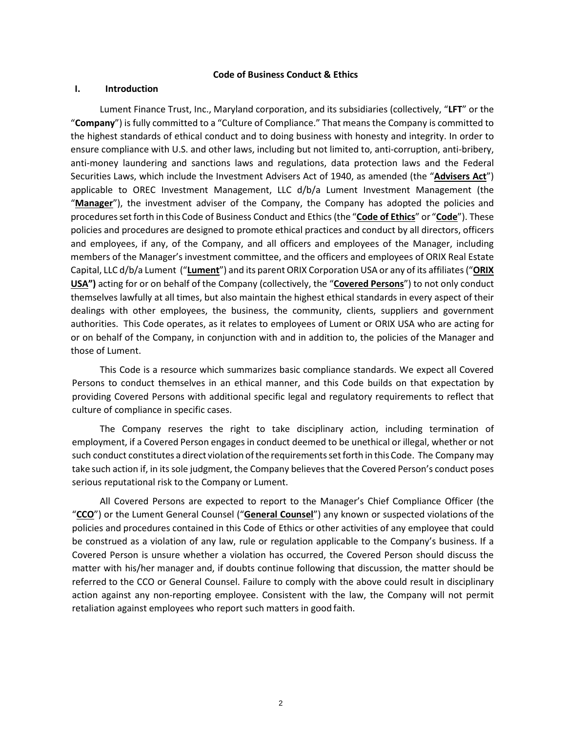**Code of Business Conduct & Ethics**

## I. Introduction

Lument Finance Trust, Inc., Maryland corporation, and its subsidiaries (collectively, "**LFT**" or the "**Company**") is fully committed to a "Culture of Compliance." That means the Company is committed to the highest standards of ethical conduct and to doing business with honesty and integrity. In order to ensure compliance with U.S. and other laws, including but not limited to, anti-corruption, anti-bribery, anti-money laundering and sanctions laws and regulations, data protection laws and the Federal Securities Laws, which include the Investment Advisers Act of 1940, as amended (the "**Advisers Act**") applicable to OREC Investment Management, LLC d/b/a Lument Investment Management (the "**Manager**"), the investment adviser of the Company, the Company has adopted the policies and procedures set forth in this Code of Business Conduct and Ethics (the "**Code of Ethics**" or "**Code**"). These policies and procedures are designed to promote ethical practices and conduct by all directors, officers and employees, if any, of the Company, and all officers and employees of the Manager, including members of the Manager's investment committee, and the officers and employees of ORIX Real Estate Capital, LLC d/b/a Lument ("**Lument**") and its parent ORIX Corporation USA or any of its affiliates ("**ORIX USA**") acting for or on behalf of the Company (collectively, the "**Covered Persons**") to not only conduct themselves lawfully at all times, but also maintain the highest ethical standards in every aspect of their dealings with other employees, the business, the community, clients, suppliers and government authorities. This Code operates, as it relates to employees of Lument or ORIX USA who are acting for or on behalf of the Company, in conjunction with and in addition to, the policies of the Manager and those of Lument.

This Code is a resource which summarizes basic compliance standards. We expect all Covered Persons to conduct themselves in an ethical manner, and this Code builds on that expectation by providing Covered Persons with additional specific legal and regulatory requirements to reflect that culture of compliance in specific cases.

The Company reserves the right to take disciplinary action, including termination of employment, if a Covered Person engages in conduct deemed to be unethical or illegal, whether or not such conduct constitutes a direct violation of the requirements set forth in this Code. The Company may take such action if, in its sole judgment, the Company believes that the Covered Person's conduct poses serious reputational risk to the Company or Lument.

All Covered Persons are expected to report to the Manager's Chief Compliance Officer (the "**CCO**") or the Lument General Counsel ("**General Counsel**") any known or suspected violations of the policies and procedures contained in this Code of Ethics or other activities of any employee that could be construed as a violation of any law, rule or regulation applicable to the Company's business. If a Covered Person is unsure whether a violation has occurred, the Covered Person should discuss the matter with his/her manager and, if doubts continue following that discussion, the matter should be referred to the CCO or General Counsel. Failure to comply with the above could result in disciplinary action against any non-reporting employee. Consistent with the law, the Company will not permit retaliation against employees who report such matters in good faith.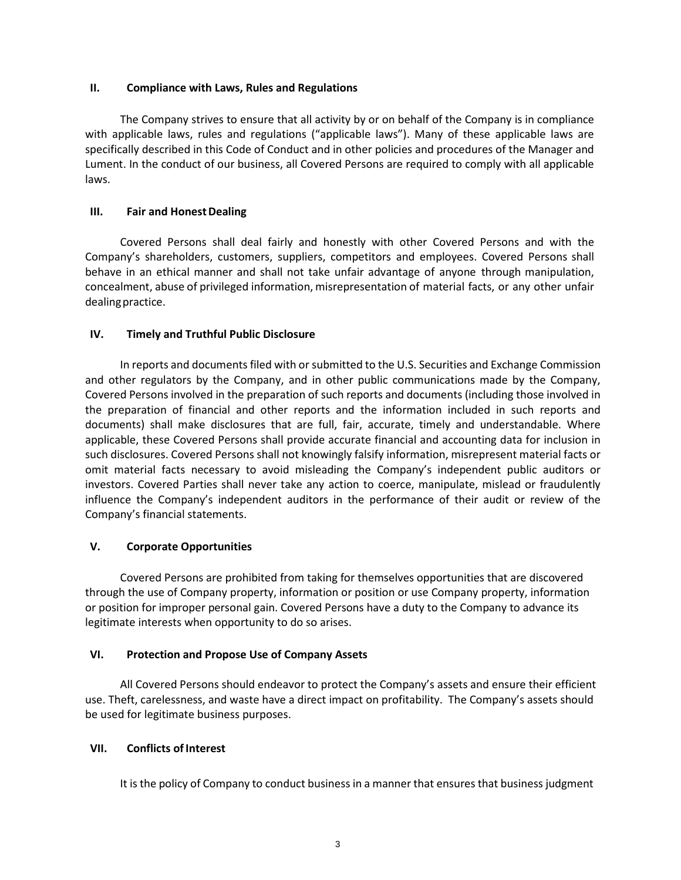## II. Compliance with Laws, Rules and Regulations

The Company strives to ensure that all activity by or on behalf of the Company is in compliance with applicable laws, rules and regulations ("applicable laws"). Many of these applicable laws are specifically described in this Code of Conduct and in other policies and procedures of the Manager and Lument. In the conduct of our business, all Covered Persons are required to comply with all applicable laws.

## III. Fair and Honest Dealing

Covered Persons shall deal fairly and honestly with other Covered Persons and with the Company's shareholders, customers, suppliers, competitors and employees. Covered Persons shall behave in an ethical manner and shall not take unfair advantage of anyone through manipulation, concealment, abuse of privileged information, misrepresentation of material facts, or any other unfair dealing practice.

## IV. Timely and Truthful Public Disclosure

In reports and documents filed with or submitted to the U.S. Securities and Exchange Commission and other regulators by the Company, and in other public communications made by the Company, Covered Persons involved in the preparation of such reports and documents (including those involved in the preparation of financial and other reports and the information included in such reports and documents) shall make disclosures that are full, fair, accurate, timely and understandable. Where applicable, these Covered Persons shall provide accurate financial and accounting data for inclusion in such disclosures. Covered Persons shall not knowingly falsify information, misrepresent material facts or omit material facts necessary to avoid misleading the Company's independent public auditors or investors. Covered Parties shall never take any action to coerce, manipulate, mislead or fraudulently influence the Company's independent auditors in the performance of their audit or review of the Company's financial statements.

## V. Corporate Opportunities

Covered Persons are prohibited from taking for themselves opportunities that are discovered through the use of Company property, information or position or use Company property, information or position for improper personal gain. Covered Persons have a duty to the Company to advance its legitimate interests when opportunity to do so arises.

## VI. Protection and Propose Use of Company Assets

All Covered Persons should endeavor to protect the Company's assets and ensure their efficient use. Theft, carelessness, and waste have a direct impact on profitability. The Company's assets should be used for legitimate business purposes.

## VII. Conflicts of Interest

It is the policy of Company to conduct business in a manner that ensures that business judgment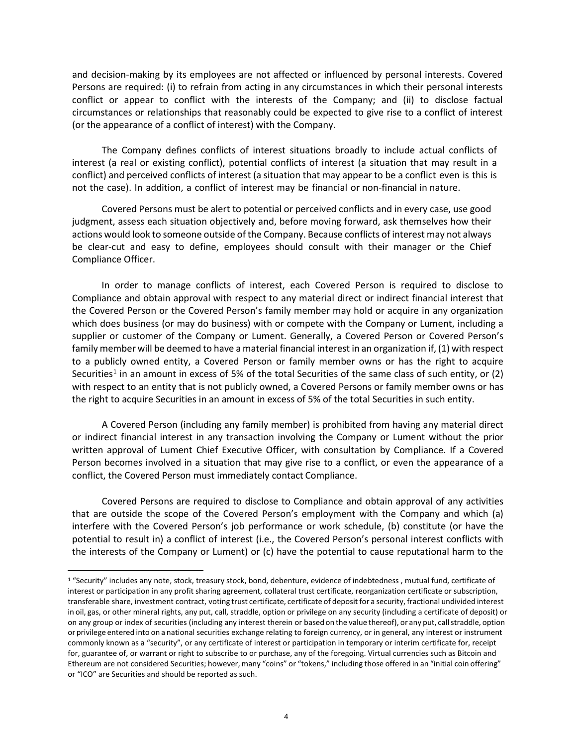and decision-making by its employees are not affected or influenced by personal interests. Covered Persons are required: (i) to refrain from acting in any circumstances in which their personal interests conflict or appear to conflict with the interests of the Company; and (ii) to disclose factual circumstances or relationships that reasonably could be expected to give rise to a conflict of interest (or the appearance of a conflict of interest) with the Company.

The Company defines conflicts of interest situations broadly to include actual conflicts of interest (a real or existing conflict), potential conflicts of interest (a situation that may result in a conflict) and perceived conflicts of interest (a situation that may appear to be a conflict even is this is not the case). In addition, a conflict of interest may be financial or non-financial in nature.

Covered Persons must be alert to potential or perceived conflicts and in every case, use good judgment, assess each situation objectively and, before moving forward, ask themselves how their actions would look to someone outside of the Company. Because conflicts of interest may not always be clear-cut and easy to define, employees should consult with their manager or the Chief Compliance Officer.

In order to manage conflicts of interest, each Covered Person is required to disclose to Compliance and obtain approval with respect to any material direct or indirect financial interest that the Covered Person or the Covered Person's family member may hold or acquire in any organization which does business (or may do business) with or compete with the Company or Lument, including a supplier or customer of the Company or Lument. Generally, a Covered Person or Covered Person's family member will be deemed to have a material financial interest in an organization if, (1) with respect to a publicly owned entity, a Covered Person or family member owns or has the right to acquire Securities[1] in an amount in excess of 5% of the total Securities of the same class of such entity, or (2) with respect to an entity that is not publicly owned, a Covered Persons or family member owns or has the right to acquire Securities in an amount in excess of 5% of the total Securities in such entity.

A Covered Person (including any family member) is prohibited from having any material direct or indirect financial interest in any transaction involving the Company or Lument without the prior written approval of Lument Chief Executive Officer, with consultation by Compliance. If a Covered Person becomes involved in a situation that may give rise to a conflict, or even the appearance of a conflict, the Covered Person must immediately contact Compliance.

Covered Persons are required to disclose to Compliance and obtain approval of any activities that are outside the scope of the Covered Person's employment with the Company and which (a) interfere with the Covered Person's job performance or work schedule, (b) constitute (or have the potential to result in) a conflict of interest (i.e., the Covered Person's personal interest conflicts with the interests of the Company or Lument) or (c) have the potential to cause reputational harm to the

---

[1] "Security" includes any note, stock, treasury stock, bond, debenture, evidence of indebtedness , mutual fund, certificate of interest or participation in any profit sharing agreement, collateral trust certificate, reorganization certificate or subscription, transferable share, investment contract, voting trust certificate, certificate of deposit for a security, fractional undivided interest in oil, gas, or other mineral rights, any put, call, straddle, option or privilege on any security (including a certificate of deposit) or on any group or index of securities (including any interest therein or based on the value thereof), or any put, call straddle, option or privilege entered into on a national securities exchange relating to foreign currency, or in general, any interest or instrument commonly known as a "security", or any certificate of interest or participation in temporary or interim certificate for, receipt for, guarantee of, or warrant or right to subscribe to or purchase, any of the foregoing. Virtual currencies such as Bitcoin and Ethereum are not considered Securities; however, many "coins" or "tokens," including those offered in an "initial coin offering" or "ICO" are Securities and should be reported as such.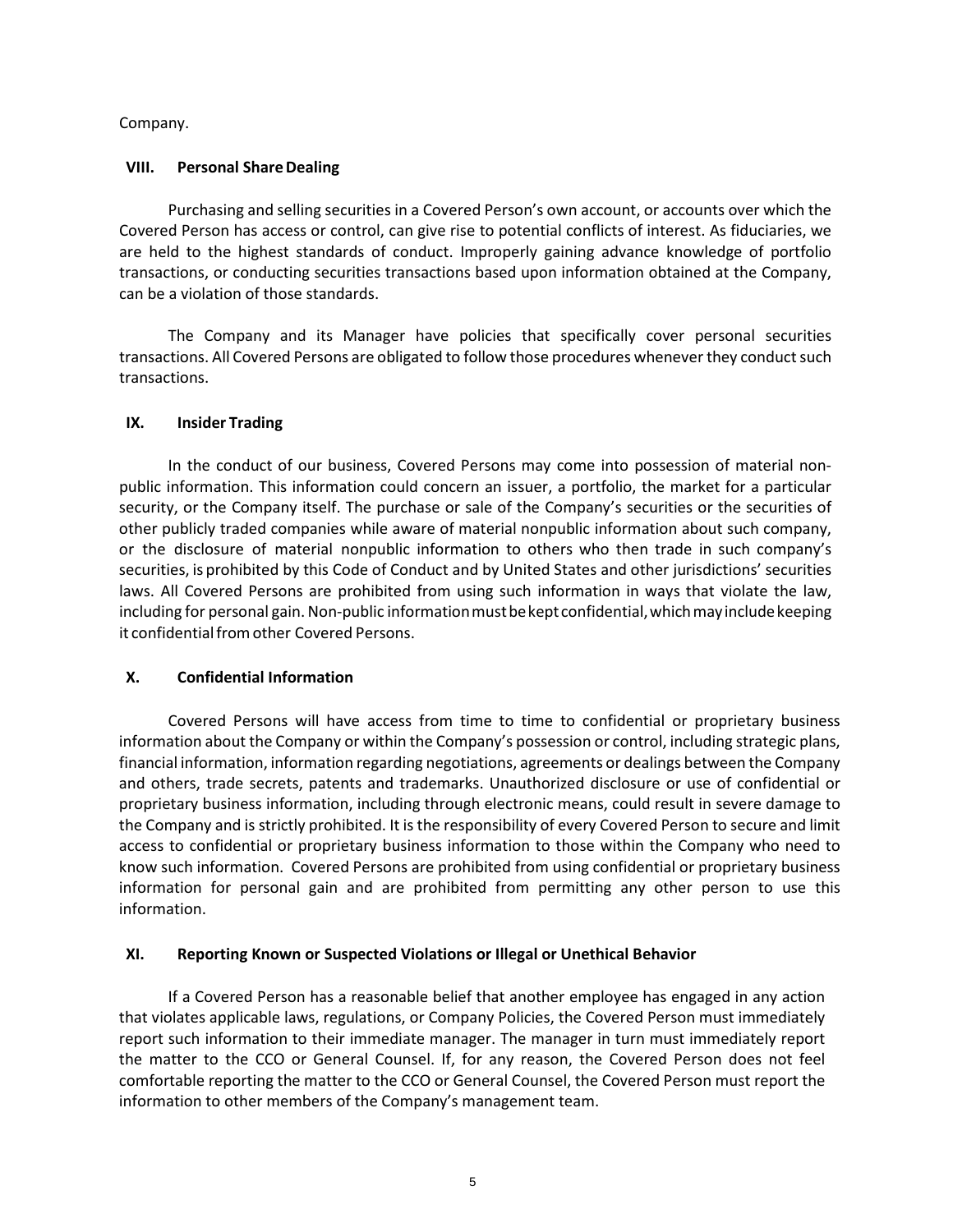Company.

## VIII. Personal Share Dealing

Purchasing and selling securities in a Covered Person's own account, or accounts over which the Covered Person has access or control, can give rise to potential conflicts of interest. As fiduciaries, we are held to the highest standards of conduct. Improperly gaining advance knowledge of portfolio transactions, or conducting securities transactions based upon information obtained at the Company, can be a violation of those standards.

The Company and its Manager have policies that specifically cover personal securities transactions. All Covered Persons are obligated to follow those procedures whenever they conduct such transactions.

## IX. Insider Trading

In the conduct of our business, Covered Persons may come into possession of material non-public information. This information could concern an issuer, a portfolio, the market for a particular security, or the Company itself. The purchase or sale of the Company's securities or the securities of other publicly traded companies while aware of material nonpublic information about such company, or the disclosure of material nonpublic information to others who then trade in such company's securities, is prohibited by this Code of Conduct and by United States and other jurisdictions' securities laws. All Covered Persons are prohibited from using such information in ways that violate the law, including for personal gain. Non-public information must be kept confidential, which may include keeping it confidential from other Covered Persons.

## X. Confidential Information

Covered Persons will have access from time to time to confidential or proprietary business information about the Company or within the Company's possession or control, including strategic plans, financial information, information regarding negotiations, agreements or dealings between the Company and others, trade secrets, patents and trademarks. Unauthorized disclosure or use of confidential or proprietary business information, including through electronic means, could result in severe damage to the Company and is strictly prohibited. It is the responsibility of every Covered Person to secure and limit access to confidential or proprietary business information to those within the Company who need to know such information. Covered Persons are prohibited from using confidential or proprietary business information for personal gain and are prohibited from permitting any other person to use this information.

## XI. Reporting Known or Suspected Violations or Illegal or Unethical Behavior

If a Covered Person has a reasonable belief that another employee has engaged in any action that violates applicable laws, regulations, or Company Policies, the Covered Person must immediately report such information to their immediate manager. The manager in turn must immediately report the matter to the CCO or General Counsel. If, for any reason, the Covered Person does not feel comfortable reporting the matter to the CCO or General Counsel, the Covered Person must report the information to other members of the Company's management team.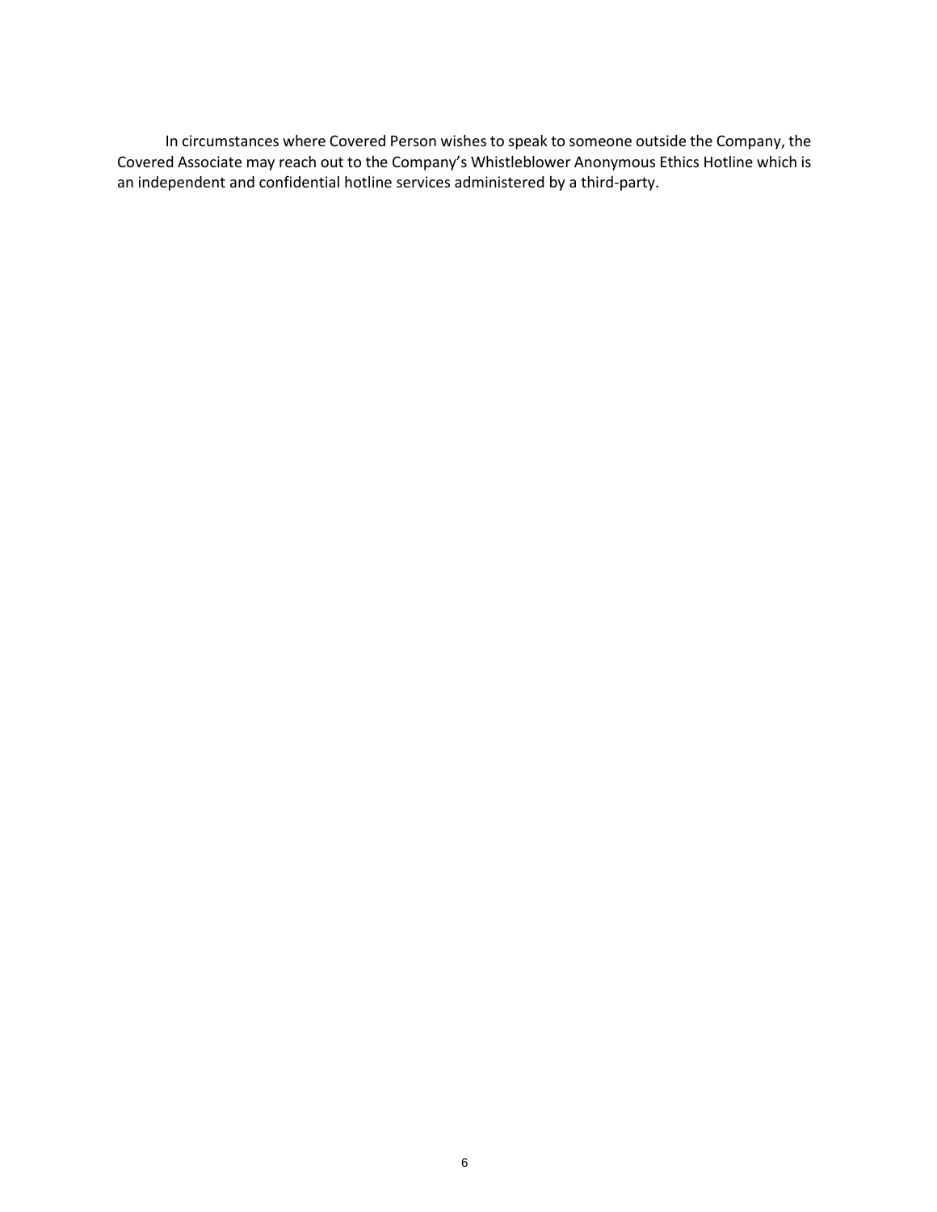In circumstances where Covered Person wishes to speak to someone outside the Company, the Covered Associate may reach out to the Company's Whistleblower Anonymous Ethics Hotline which is an independent and confidential hotline services administered by a third-party.